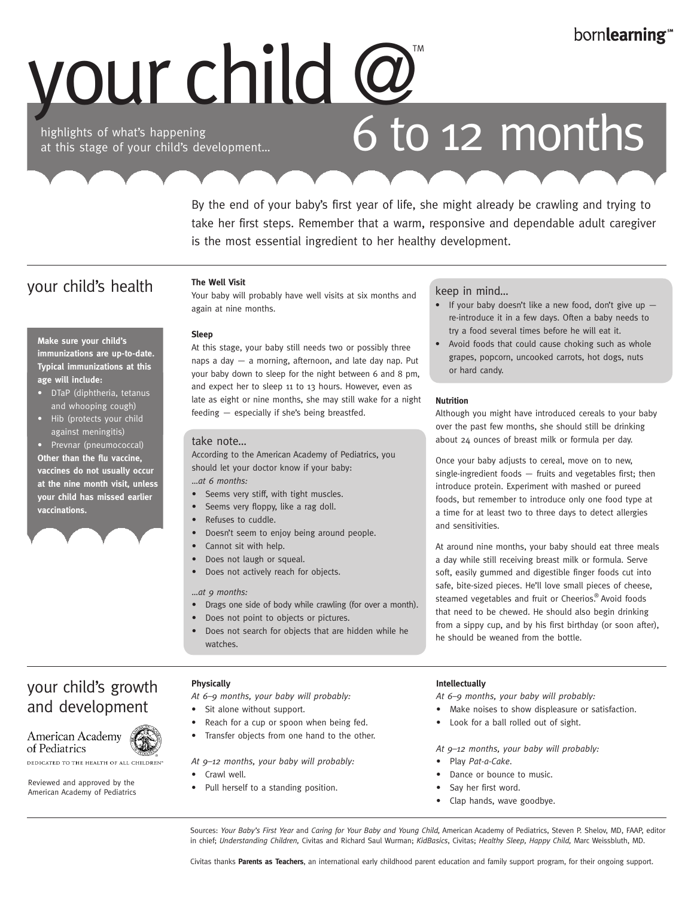bornlearning℠

# your child @™ 6 to 12 months

highlights of what's happening at this stage of your child's development...

By the end of your baby's first year of life, she might already be crawling and trying to take her first steps. Remember that a warm, responsive and dependable adult caregiver is the most essential ingredient to her healthy development.

## your child's health

**Make sure your child's immunizations are up-to-date. Typical immunizations at this age will include:**

- DTaP (diphtheria, tetanus and whooping cough)
- Hib (protects your child against meningitis)
- Prevnar (pneumococcal)

**Other than the flu vaccine, vaccines do not usually occur at the nine month visit, unless your child has missed earlier vaccinations.**

**The Well Visit**

Your baby will probably have well visits at six months and again at nine months.

**Sleep**

At this stage, your baby still needs two or possibly three naps a day — a morning, afternoon, and late day nap. Put your baby down to sleep for the night between 6 and 8 pm, and expect her to sleep 11 to 13 hours. However, even as late as eight or nine months, she may still wake for a night feeding — especially if she's being breastfed.

### take note...

According to the American Academy of Pediatrics, you should let your doctor know if your baby:

*...at 6 months:*

- Seems very stiff, with tight muscles.
- Seems very floppy, like a rag doll.
- Refuses to cuddle.
- Doesn't seem to enjoy being around people.
- Cannot sit with help.
- Does not laugh or squeal.
- Does not actively reach for objects.

*...at 9 months:*

- Drags one side of body while crawling (for over a month).
- Does not point to objects or pictures.
- Does not search for objects that are hidden while he watches.

### keep in mind...

- If your baby doesn't like a new food, don't give up — re-introduce it in a few days. Often a baby needs to try a food several times before he will eat it.
- Avoid foods that could cause choking such as whole grapes, popcorn, uncooked carrots, hot dogs, nuts or hard candy.

**Nutrition**

Although you might have introduced cereals to your baby over the past few months, she should still be drinking about 24 ounces of breast milk or formula per day.

Once your baby adjusts to cereal, move on to new, single-ingredient foods — fruits and vegetables first; then introduce protein. Experiment with mashed or pureed foods, but remember to introduce only one food type at a time for at least two to three days to detect allergies and sensitivities.

At around nine months, your baby should eat three meals a day while still receiving breast milk or formula. Serve soft, easily gummed and digestible finger foods cut into safe, bite-sized pieces. He'll love small pieces of cheese, steamed vegetables and fruit or Cheerios.® Avoid foods that need to be chewed. He should also begin drinking from a sippy cup, and by his first birthday (or soon after), he should be weaned from the bottle.

## your child's growth and development

American Academy of Pediatrics

DEDICATED TO THE HEALTH OF ALL CHILDREN™

Reviewed and approved by the American Academy of Pediatrics

**Physically**

*At 6–9 months, your baby will probably:*

- Sit alone without support.
- Reach for a cup or spoon when being fed.
- Transfer objects from one hand to the other.

*At 9–12 months, your baby will probably:*

- Crawl well.
- Pull herself to a standing position.

**Intellectually**

*At 6–9 months, your baby will probably:*

- Make noises to show displeasure or satisfaction.
- Look for a ball rolled out of sight.

*At 9–12 months, your baby will probably:*

- Play *Pat-a-Cake*.
- Dance or bounce to music.
- Say her first word.
- Clap hands, wave goodbye.

Sources: *Your Baby's First Year* and *Caring for Your Baby and Young Child,* American Academy of Pediatrics, Steven P. Shelov, MD, FAAP, editor in chief; *Understanding Children,* Civitas and Richard Saul Wurman; *KidBasics*, Civitas; *Healthy Sleep, Happy Child,* Marc Weissbluth, MD.

Civitas thanks **Parents as Teachers**, an international early childhood parent education and family support program, for their ongoing support.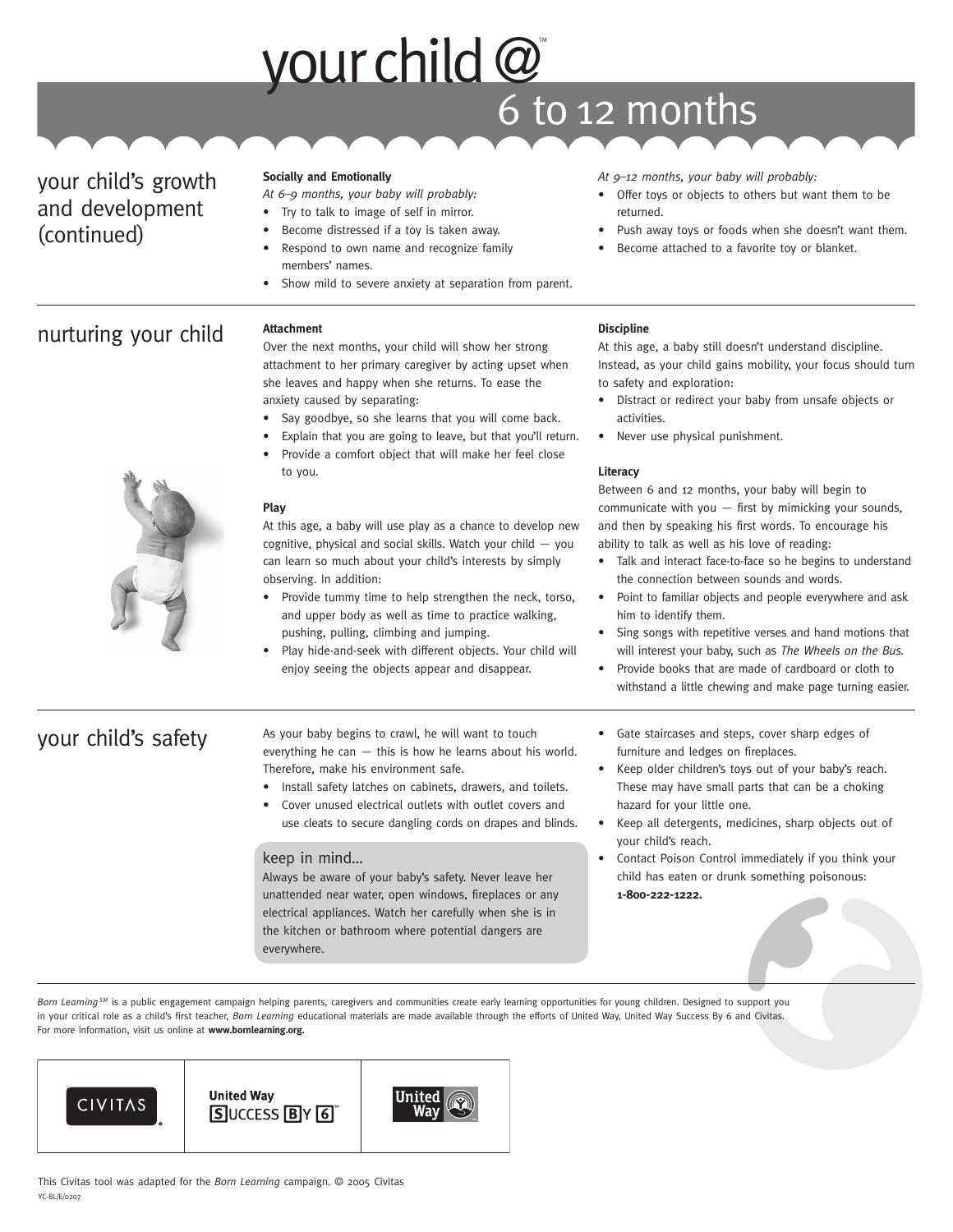# your child @™ 6 to 12 months

## your child's growth and development (continued)

**Socially and Emotionally**

*At 6–9 months, your baby will probably:*

- Try to talk to image of self in mirror.
- Become distressed if a toy is taken away.
- Respond to own name and recognize family members' names.
- Show mild to severe anxiety at separation from parent.

*At 9–12 months, your baby will probably:*

- Offer toys or objects to others but want them to be returned.
- Push away toys or foods when she doesn't want them.
- Become attached to a favorite toy or blanket.

## nurturing your child

**Attachment**

Over the next months, your child will show her strong attachment to her primary caregiver by acting upset when she leaves and happy when she returns. To ease the anxiety caused by separating:

- Say goodbye, so she learns that you will come back.
- Explain that you are going to leave, but that you'll return.
- Provide a comfort object that will make her feel close to you.

**Play**

At this age, a baby will use play as a chance to develop new cognitive, physical and social skills. Watch your child — you can learn so much about your child's interests by simply observing. In addition:

- Provide tummy time to help strengthen the neck, torso, and upper body as well as time to practice walking, pushing, pulling, climbing and jumping.
- Play hide-and-seek with different objects. Your child will enjoy seeing the objects appear and disappear.

**Discipline**

At this age, a baby still doesn't understand discipline. Instead, as your child gains mobility, your focus should turn to safety and exploration:

- Distract or redirect your baby from unsafe objects or activities.
- Never use physical punishment.

**Literacy**

Between 6 and 12 months, your baby will begin to communicate with you — first by mimicking your sounds, and then by speaking his first words. To encourage his ability to talk as well as his love of reading:

- Talk and interact face-to-face so he begins to understand the connection between sounds and words.
- Point to familiar objects and people everywhere and ask him to identify them.
- Sing songs with repetitive verses and hand motions that will interest your baby, such as *The Wheels on the Bus*.
- Provide books that are made of cardboard or cloth to withstand a little chewing and make page turning easier.

## your child's safety

As your baby begins to crawl, he will want to touch everything he can — this is how he learns about his world. Therefore, make his environment safe.

- Install safety latches on cabinets, drawers, and toilets.
- Cover unused electrical outlets with outlet covers and use cleats to secure dangling cords on drapes and blinds.
- Gate staircases and steps, cover sharp edges of furniture and ledges on fireplaces.
- Keep older children's toys out of your baby's reach. These may have small parts that can be a choking hazard for your little one.
- Keep all detergents, medicines, sharp objects out of your child's reach.
- Contact Poison Control immediately if you think your child has eaten or drunk something poisonous: **1-800-222-1222.**

### keep in mind…

Always be aware of your baby's safety. Never leave her unattended near water, open windows, fireplaces or any electrical appliances. Watch her carefully when she is in the kitchen or bathroom where potential dangers are everywhere.

---

*Born Learning*℠ is a public engagement campaign helping parents, caregivers and communities create early learning opportunities for young children. Designed to support you in your critical role as a child's first teacher, *Born Learning* educational materials are made available through the efforts of United Way, United Way Success By 6 and Civitas. For more information, visit us online at **www.bornlearning.org.**

CIVITAS | United Way SUCCESS BY 6™ | United Way

This Civitas tool was adapted for the *Born Learning* campaign. © 2005 Civitas

YC-BL/E/0207